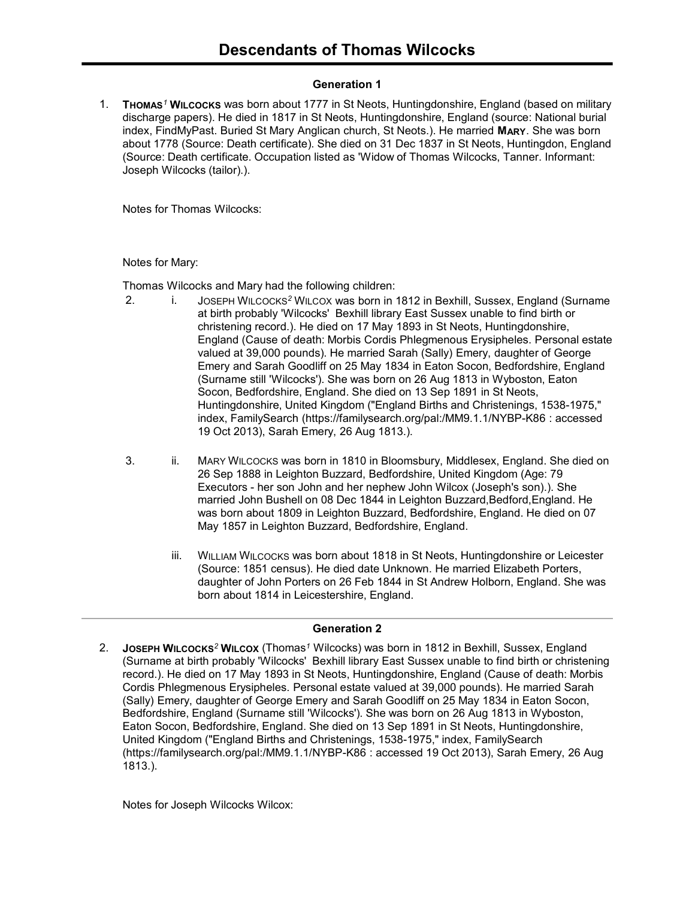# Descendants of Thomas Wilcocks

## Generation 1

1. **THOMAS[1] WILCOCKS** was born about 1777 in St Neots, Huntingdonshire, England (based on military discharge papers). He died in 1817 in St Neots, Huntingdonshire, England (source: National burial index, FindMyPast. Buried St Mary Anglican church, St Neots.). He married **MARY**. She was born about 1778 (Source: Death certificate). She died on 31 Dec 1837 in St Neots, Huntingdon, England (Source: Death certificate. Occupation listed as 'Widow of Thomas Wilcocks, Tanner. Informant: Joseph Wilcocks (tailor).).

Notes for Thomas Wilcocks:

Notes for Mary:

Thomas Wilcocks and Mary had the following children:

2. i. JOSEPH WILCOCKS[2] WILCOX was born in 1812 in Bexhill, Sussex, England (Surname at birth probably 'Wilcocks' Bexhill library East Sussex unable to find birth or christening record.). He died on 17 May 1893 in St Neots, Huntingdonshire, England (Cause of death: Morbis Cordis Phlegmenous Erysipheles. Personal estate valued at 39,000 pounds). He married Sarah (Sally) Emery, daughter of George Emery and Sarah Goodliff on 25 May 1834 in Eaton Socon, Bedfordshire, England (Surname still 'Wilcocks'). She was born on 26 Aug 1813 in Wyboston, Eaton Socon, Bedfordshire, England. She died on 13 Sep 1891 in St Neots, Huntingdonshire, United Kingdom ("England Births and Christenings, 1538-1975," index, FamilySearch (https://familysearch.org/pal:/MM9.1.1/NYBP-K86 : accessed 19 Oct 2013), Sarah Emery, 26 Aug 1813.).

3. ii. MARY WILCOCKS was born in 1810 in Bloomsbury, Middlesex, England. She died on 26 Sep 1888 in Leighton Buzzard, Bedfordshire, United Kingdom (Age: 79 Executors - her son John and her nephew John Wilcox (Joseph's son).). She married John Bushell on 08 Dec 1844 in Leighton Buzzard,Bedford,England. He was born about 1809 in Leighton Buzzard, Bedfordshire, England. He died on 07 May 1857 in Leighton Buzzard, Bedfordshire, England.

iii. WILLIAM WILCOCKS was born about 1818 in St Neots, Huntingdonshire or Leicester (Source: 1851 census). He died date Unknown. He married Elizabeth Porters, daughter of John Porters on 26 Feb 1844 in St Andrew Holborn, England. She was born about 1814 in Leicestershire, England.

---

## Generation 2

2. **JOSEPH WILCOCKS[2] WILCOX** (Thomas[1] Wilcocks) was born in 1812 in Bexhill, Sussex, England (Surname at birth probably 'Wilcocks' Bexhill library East Sussex unable to find birth or christening record.). He died on 17 May 1893 in St Neots, Huntingdonshire, England (Cause of death: Morbis Cordis Phlegmenous Erysipheles. Personal estate valued at 39,000 pounds). He married Sarah (Sally) Emery, daughter of George Emery and Sarah Goodliff on 25 May 1834 in Eaton Socon, Bedfordshire, England (Surname still 'Wilcocks'). She was born on 26 Aug 1813 in Wyboston, Eaton Socon, Bedfordshire, England. She died on 13 Sep 1891 in St Neots, Huntingdonshire, United Kingdom ("England Births and Christenings, 1538-1975," index, FamilySearch (https://familysearch.org/pal:/MM9.1.1/NYBP-K86 : accessed 19 Oct 2013), Sarah Emery, 26 Aug 1813.).

Notes for Joseph Wilcocks Wilcox: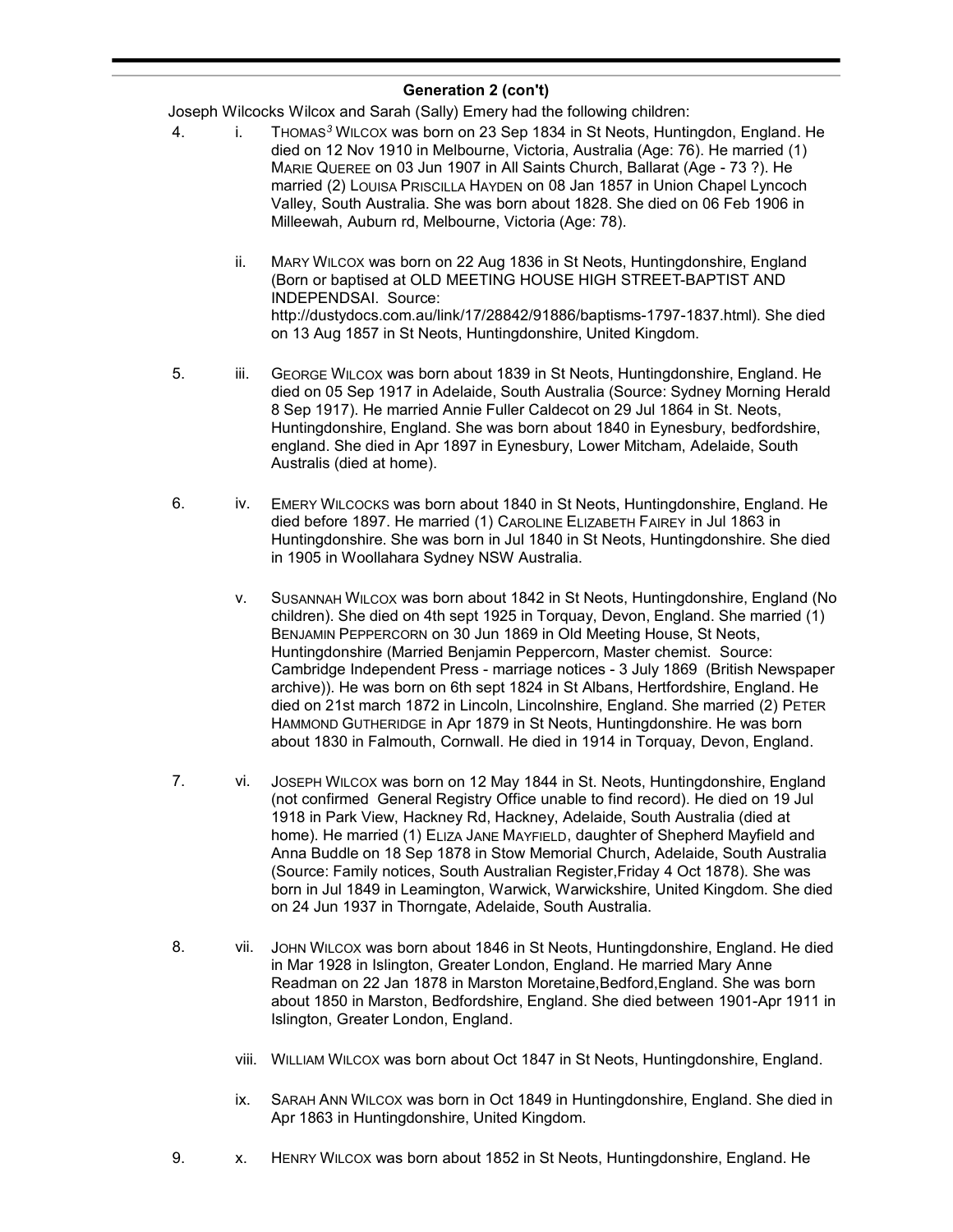### Generation 2 (con't)

Joseph Wilcocks Wilcox and Sarah (Sally) Emery had the following children:

4. i. THOMAS[3] WILCOX was born on 23 Sep 1834 in St Neots, Huntingdon, England. He died on 12 Nov 1910 in Melbourne, Victoria, Australia (Age: 76). He married (1) MARIE QUEREE on 03 Jun 1907 in All Saints Church, Ballarat (Age - 73 ?). He married (2) LOUISA PRISCILLA HAYDEN on 08 Jan 1857 in Union Chapel Lyncoch Valley, South Australia. She was born about 1828. She died on 06 Feb 1906 in Milleewah, Auburn rd, Melbourne, Victoria (Age: 78).

   ii. MARY WILCOX was born on 22 Aug 1836 in St Neots, Huntingdonshire, England (Born or baptised at OLD MEETING HOUSE HIGH STREET-BAPTIST AND INDEPENDSAI. Source: http://dustydocs.com.au/link/17/28842/91886/baptisms-1797-1837.html). She died on 13 Aug 1857 in St Neots, Huntingdonshire, United Kingdom.

5. iii. GEORGE WILCOX was born about 1839 in St Neots, Huntingdonshire, England. He died on 05 Sep 1917 in Adelaide, South Australia (Source: Sydney Morning Herald 8 Sep 1917). He married Annie Fuller Caldecot on 29 Jul 1864 in St. Neots, Huntingdonshire, England. She was born about 1840 in Eynesbury, bedfordshire, england. She died in Apr 1897 in Eynesbury, Lower Mitcham, Adelaide, South Australis (died at home).

6. iv. EMERY WILCOCKS was born about 1840 in St Neots, Huntingdonshire, England. He died before 1897. He married (1) CAROLINE ELIZABETH FAIREY in Jul 1863 in Huntingdonshire. She was born in Jul 1840 in St Neots, Huntingdonshire. She died in 1905 in Woollahara Sydney NSW Australia.

   v. SUSANNAH WILCOX was born about 1842 in St Neots, Huntingdonshire, England (No children). She died on 4th sept 1925 in Torquay, Devon, England. She married (1) BENJAMIN PEPPERCORN on 30 Jun 1869 in Old Meeting House, St Neots, Huntingdonshire (Married Benjamin Peppercorn, Master chemist. Source: Cambridge Independent Press - marriage notices - 3 July 1869 (British Newspaper archive)). He was born on 6th sept 1824 in St Albans, Hertfordshire, England. He died on 21st march 1872 in Lincoln, Lincolnshire, England. She married (2) PETER HAMMOND GUTHERIDGE in Apr 1879 in St Neots, Huntingdonshire. He was born about 1830 in Falmouth, Cornwall. He died in 1914 in Torquay, Devon, England.

7. vi. JOSEPH WILCOX was born on 12 May 1844 in St. Neots, Huntingdonshire, England (not confirmed General Registry Office unable to find record). He died on 19 Jul 1918 in Park View, Hackney Rd, Hackney, Adelaide, South Australia (died at home). He married (1) ELIZA JANE MAYFIELD, daughter of Shepherd Mayfield and Anna Buddle on 18 Sep 1878 in Stow Memorial Church, Adelaide, South Australia (Source: Family notices, South Australian Register,Friday 4 Oct 1878). She was born in Jul 1849 in Leamington, Warwick, Warwickshire, United Kingdom. She died on 24 Jun 1937 in Thorngate, Adelaide, South Australia.

8. vii. JOHN WILCOX was born about 1846 in St Neots, Huntingdonshire, England. He died in Mar 1928 in Islington, Greater London, England. He married Mary Anne Readman on 22 Jan 1878 in Marston Moretaine,Bedford,England. She was born about 1850 in Marston, Bedfordshire, England. She died between 1901-Apr 1911 in Islington, Greater London, England.

   viii. WILLIAM WILCOX was born about Oct 1847 in St Neots, Huntingdonshire, England.

   ix. SARAH ANN WILCOX was born in Oct 1849 in Huntingdonshire, England. She died in Apr 1863 in Huntingdonshire, United Kingdom.

9. x. HENRY WILCOX was born about 1852 in St Neots, Huntingdonshire, England. He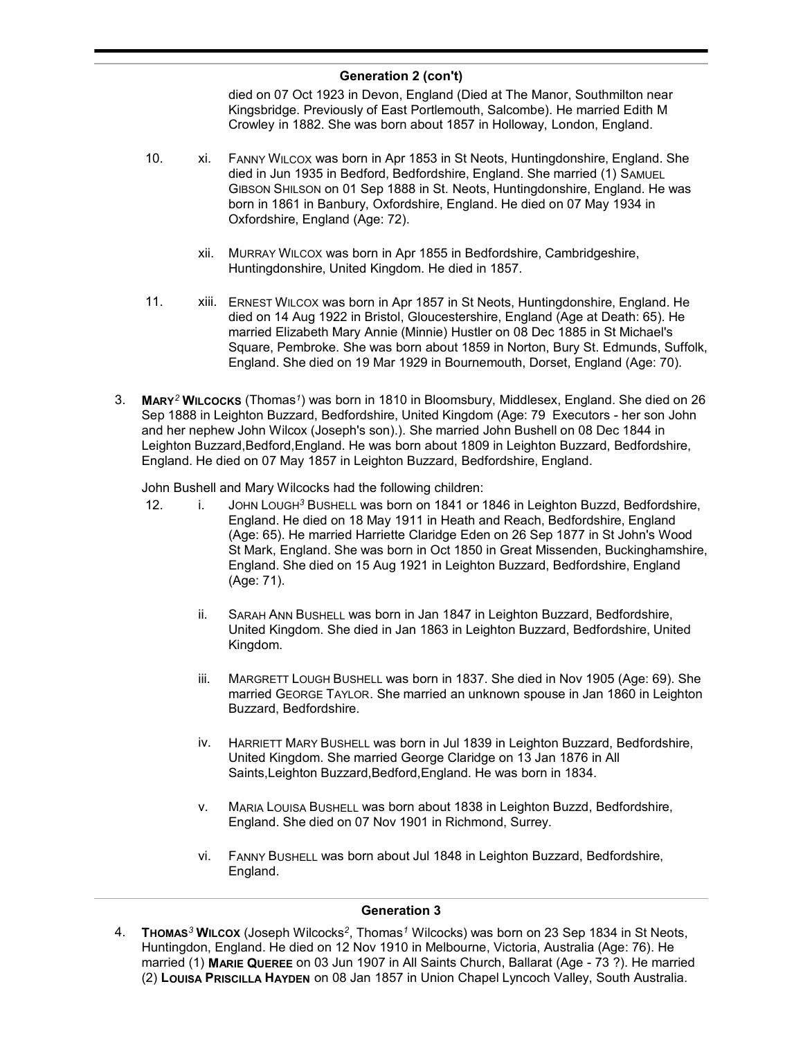## Generation 2 (con't)

died on 07 Oct 1923 in Devon, England (Died at The Manor, Southmilton near Kingsbridge. Previously of East Portlemouth, Salcombe). He married Edith M Crowley in 1882. She was born about 1857 in Holloway, London, England.

10. xi. FANNY WILCOX was born in Apr 1853 in St Neots, Huntingdonshire, England. She died in Jun 1935 in Bedford, Bedfordshire, England. She married (1) SAMUEL GIBSON SHILSON on 01 Sep 1888 in St. Neots, Huntingdonshire, England. He was born in 1861 in Banbury, Oxfordshire, England. He died on 07 May 1934 in Oxfordshire, England (Age: 72).

xii. MURRAY WILCOX was born in Apr 1855 in Bedfordshire, Cambridgeshire, Huntingdonshire, United Kingdom. He died in 1857.

11. xiii. ERNEST WILCOX was born in Apr 1857 in St Neots, Huntingdonshire, England. He died on 14 Aug 1922 in Bristol, Gloucestershire, England (Age at Death: 65). He married Elizabeth Mary Annie (Minnie) Hustler on 08 Dec 1885 in St Michael's Square, Pembroke. She was born about 1859 in Norton, Bury St. Edmunds, Suffolk, England. She died on 19 Mar 1929 in Bournemouth, Dorset, England (Age: 70).

3. **MARY**[2] **WILCOCKS** (Thomas[1]) was born in 1810 in Bloomsbury, Middlesex, England. She died on 26 Sep 1888 in Leighton Buzzard, Bedfordshire, United Kingdom (Age: 79 Executors - her son John and her nephew John Wilcox (Joseph's son).). She married John Bushell on 08 Dec 1844 in Leighton Buzzard,Bedford,England. He was born about 1809 in Leighton Buzzard, Bedfordshire, England. He died on 07 May 1857 in Leighton Buzzard, Bedfordshire, England.

John Bushell and Mary Wilcocks had the following children:

12. i. JOHN LOUGH[3] BUSHELL was born on 1841 or 1846 in Leighton Buzzd, Bedfordshire, England. He died on 18 May 1911 in Heath and Reach, Bedfordshire, England (Age: 65). He married Harriette Claridge Eden on 26 Sep 1877 in St John's Wood St Mark, England. She was born in Oct 1850 in Great Missenden, Buckinghamshire, England. She died on 15 Aug 1921 in Leighton Buzzard, Bedfordshire, England (Age: 71).

ii. SARAH ANN BUSHELL was born in Jan 1847 in Leighton Buzzard, Bedfordshire, United Kingdom. She died in Jan 1863 in Leighton Buzzard, Bedfordshire, United Kingdom.

iii. MARGRETT LOUGH BUSHELL was born in 1837. She died in Nov 1905 (Age: 69). She married GEORGE TAYLOR. She married an unknown spouse in Jan 1860 in Leighton Buzzard, Bedfordshire.

iv. HARRIETT MARY BUSHELL was born in Jul 1839 in Leighton Buzzard, Bedfordshire, United Kingdom. She married George Claridge on 13 Jan 1876 in All Saints,Leighton Buzzard,Bedford,England. He was born in 1834.

v. MARIA LOUISA BUSHELL was born about 1838 in Leighton Buzzd, Bedfordshire, England. She died on 07 Nov 1901 in Richmond, Surrey.

vi. FANNY BUSHELL was born about Jul 1848 in Leighton Buzzard, Bedfordshire, England.

## Generation 3

4. **THOMAS**[3] **WILCOX** (Joseph Wilcocks[2], Thomas[1] Wilcocks) was born on 23 Sep 1834 in St Neots, Huntingdon, England. He died on 12 Nov 1910 in Melbourne, Victoria, Australia (Age: 76). He married (1) **MARIE QUEREE** on 03 Jun 1907 in All Saints Church, Ballarat (Age - 73 ?). He married (2) **LOUISA PRISCILLA HAYDEN** on 08 Jan 1857 in Union Chapel Lyncoch Valley, South Australia.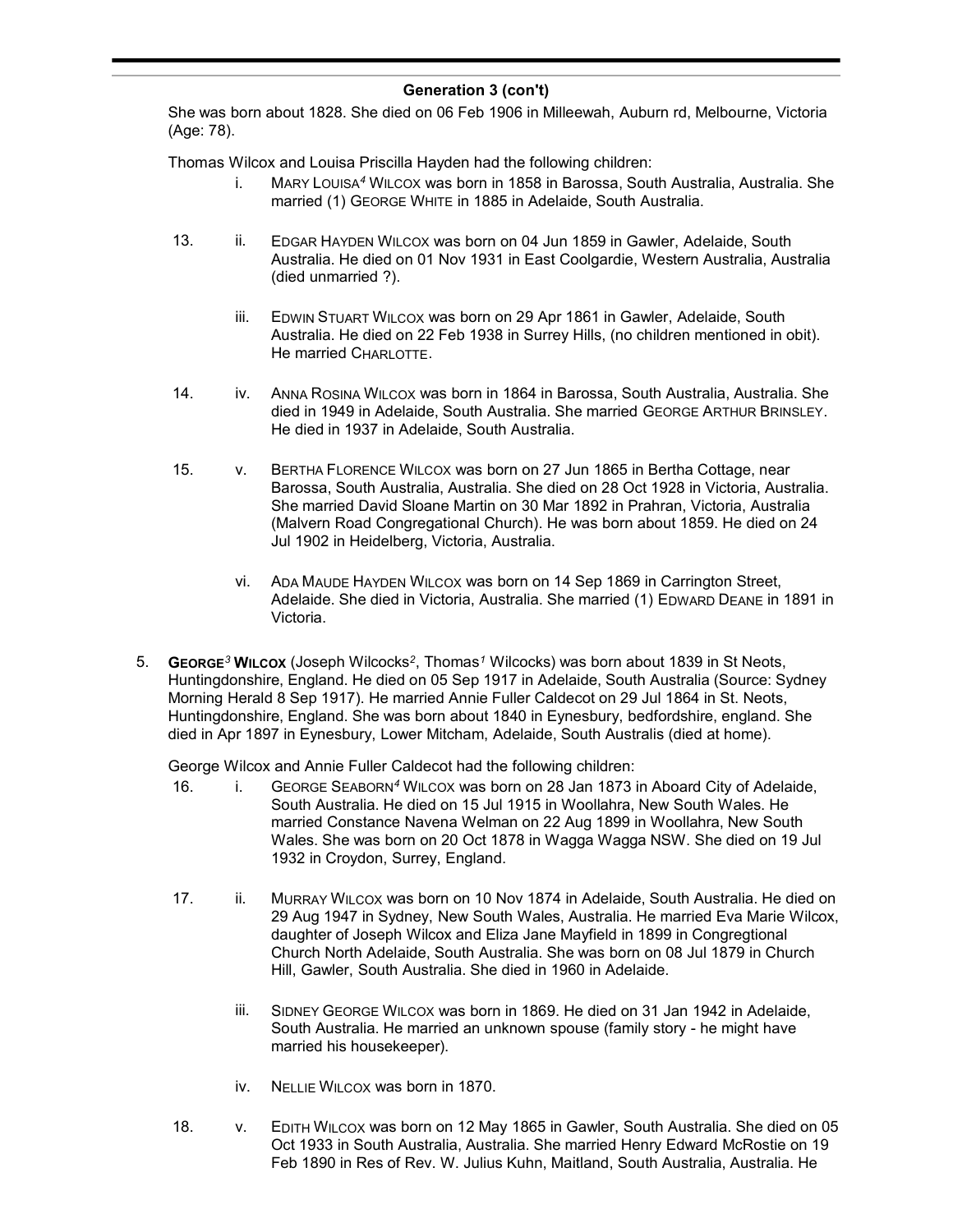## Generation 3 (con't)

She was born about 1828. She died on 06 Feb 1906 in Milleewah, Auburn rd, Melbourne, Victoria (Age: 78).

Thomas Wilcox and Louisa Priscilla Hayden had the following children:

- i. MARY LOUISA[4] WILCOX was born in 1858 in Barossa, South Australia, Australia. She married (1) GEORGE WHITE in 1885 in Adelaide, South Australia.

- 13. ii. EDGAR HAYDEN WILCOX was born on 04 Jun 1859 in Gawler, Adelaide, South Australia. He died on 01 Nov 1931 in East Coolgardie, Western Australia, Australia (died unmarried ?).

- iii. EDWIN STUART WILCOX was born on 29 Apr 1861 in Gawler, Adelaide, South Australia. He died on 22 Feb 1938 in Surrey Hills, (no children mentioned in obit). He married CHARLOTTE.

- 14. iv. ANNA ROSINA WILCOX was born in 1864 in Barossa, South Australia, Australia. She died in 1949 in Adelaide, South Australia. She married GEORGE ARTHUR BRINSLEY. He died in 1937 in Adelaide, South Australia.

- 15. v. BERTHA FLORENCE WILCOX was born on 27 Jun 1865 in Bertha Cottage, near Barossa, South Australia, Australia. She died on 28 Oct 1928 in Victoria, Australia. She married David Sloane Martin on 30 Mar 1892 in Prahran, Victoria, Australia (Malvern Road Congregational Church). He was born about 1859. He died on 24 Jul 1902 in Heidelberg, Victoria, Australia.

- vi. ADA MAUDE HAYDEN WILCOX was born on 14 Sep 1869 in Carrington Street, Adelaide. She died in Victoria, Australia. She married (1) EDWARD DEANE in 1891 in Victoria.

5. **GEORGE[3] WILCOX** (Joseph Wilcocks[2], Thomas[1] Wilcocks) was born about 1839 in St Neots, Huntingdonshire, England. He died on 05 Sep 1917 in Adelaide, South Australia (Source: Sydney Morning Herald 8 Sep 1917). He married Annie Fuller Caldecot on 29 Jul 1864 in St. Neots, Huntingdonshire, England. She was born about 1840 in Eynesbury, bedfordshire, england. She died in Apr 1897 in Eynesbury, Lower Mitcham, Adelaide, South Australis (died at home).

George Wilcox and Annie Fuller Caldecot had the following children:

- 16. i. GEORGE SEABORN[4] WILCOX was born on 28 Jan 1873 in Aboard City of Adelaide, South Australia. He died on 15 Jul 1915 in Woollahra, New South Wales. He married Constance Navena Welman on 22 Aug 1899 in Woollahra, New South Wales. She was born on 20 Oct 1878 in Wagga Wagga NSW. She died on 19 Jul 1932 in Croydon, Surrey, England.

- 17. ii. MURRAY WILCOX was born on 10 Nov 1874 in Adelaide, South Australia. He died on 29 Aug 1947 in Sydney, New South Wales, Australia. He married Eva Marie Wilcox, daughter of Joseph Wilcox and Eliza Jane Mayfield in 1899 in Congregtional Church North Adelaide, South Australia. She was born on 08 Jul 1879 in Church Hill, Gawler, South Australia. She died in 1960 in Adelaide.

- iii. SIDNEY GEORGE WILCOX was born in 1869. He died on 31 Jan 1942 in Adelaide, South Australia. He married an unknown spouse (family story - he might have married his housekeeper).

- iv. NELLIE WILCOX was born in 1870.

- 18. v. EDITH WILCOX was born on 12 May 1865 in Gawler, South Australia. She died on 05 Oct 1933 in South Australia, Australia. She married Henry Edward McRostie on 19 Feb 1890 in Res of Rev. W. Julius Kuhn, Maitland, South Australia, Australia. He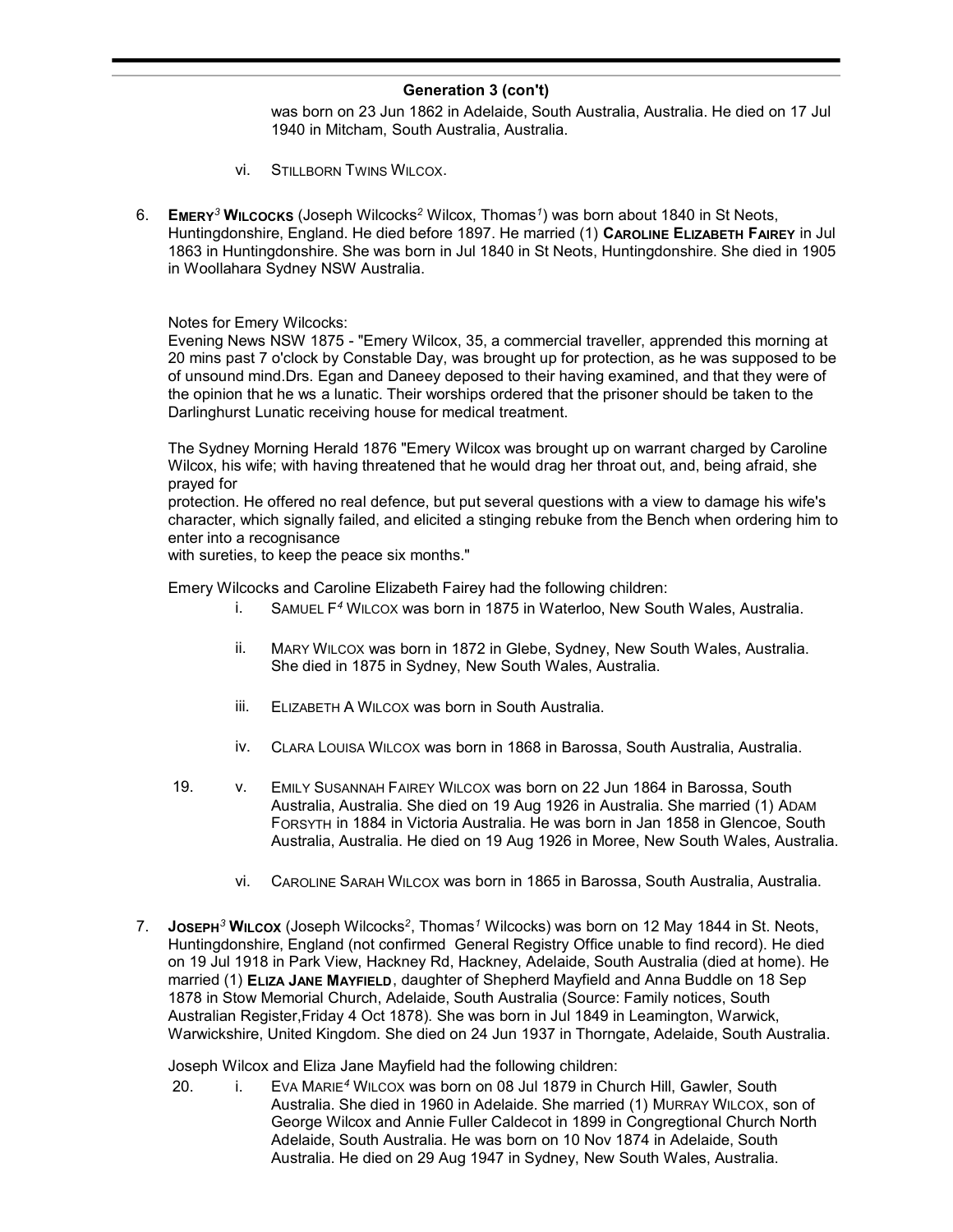## Generation 3 (con't)

was born on 23 Jun 1862 in Adelaide, South Australia, Australia. He died on 17 Jul 1940 in Mitcham, South Australia, Australia.

vi. STILLBORN TWINS WILCOX.

6. **EMERY[3] WILCOCKS** (Joseph Wilcocks[2] Wilcox, Thomas[1]) was born about 1840 in St Neots, Huntingdonshire, England. He died before 1897. He married (1) **CAROLINE ELIZABETH FAIREY** in Jul 1863 in Huntingdonshire. She was born in Jul 1840 in St Neots, Huntingdonshire. She died in 1905 in Woollahara Sydney NSW Australia.

Notes for Emery Wilcocks:
Evening News NSW 1875 - "Emery Wilcox, 35, a commercial traveller, apprended this morning at 20 mins past 7 o'clock by Constable Day, was brought up for protection, as he was supposed to be of unsound mind.Drs. Egan and Daneey deposed to their having examined, and that they were of the opinion that he ws a lunatic. Their worships ordered that the prisoner should be taken to the Darlinghurst Lunatic receiving house for medical treatment.

The Sydney Morning Herald 1876 "Emery Wilcox was brought up on warrant charged by Caroline Wilcox, his wife; with having threatened that he would drag her throat out, and, being afraid, she prayed for
protection. He offered no real defence, but put several questions with a view to damage his wife's character, which signally failed, and elicited a stinging rebuke from the Bench when ordering him to enter into a recognisance
with sureties, to keep the peace six months."

Emery Wilcocks and Caroline Elizabeth Fairey had the following children:

i. SAMUEL F[4] WILCOX was born in 1875 in Waterloo, New South Wales, Australia.

ii. MARY WILCOX was born in 1872 in Glebe, Sydney, New South Wales, Australia. She died in 1875 in Sydney, New South Wales, Australia.

iii. ELIZABETH A WILCOX was born in South Australia.

iv. CLARA LOUISA WILCOX was born in 1868 in Barossa, South Australia, Australia.

19. v. EMILY SUSANNAH FAIREY WILCOX was born on 22 Jun 1864 in Barossa, South Australia, Australia. She died on 19 Aug 1926 in Australia. She married (1) ADAM FORSYTH in 1884 in Victoria Australia. He was born in Jan 1858 in Glencoe, South Australia, Australia. He died on 19 Aug 1926 in Moree, New South Wales, Australia.

vi. CAROLINE SARAH WILCOX was born in 1865 in Barossa, South Australia, Australia.

7. **JOSEPH[3] WILCOX** (Joseph Wilcocks[2], Thomas[1] Wilcocks) was born on 12 May 1844 in St. Neots, Huntingdonshire, England (not confirmed General Registry Office unable to find record). He died on 19 Jul 1918 in Park View, Hackney Rd, Hackney, Adelaide, South Australia (died at home). He married (1) **ELIZA JANE MAYFIELD**, daughter of Shepherd Mayfield and Anna Buddle on 18 Sep 1878 in Stow Memorial Church, Adelaide, South Australia (Source: Family notices, South Australian Register,Friday 4 Oct 1878). She was born in Jul 1849 in Leamington, Warwick, Warwickshire, United Kingdom. She died on 24 Jun 1937 in Thorngate, Adelaide, South Australia.

Joseph Wilcox and Eliza Jane Mayfield had the following children:

20. i. EVA MARIE[4] WILCOX was born on 08 Jul 1879 in Church Hill, Gawler, South Australia. She died in 1960 in Adelaide. She married (1) MURRAY WILCOX, son of George Wilcox and Annie Fuller Caldecot in 1899 in Congregtional Church North Adelaide, South Australia. He was born on 10 Nov 1874 in Adelaide, South Australia. He died on 29 Aug 1947 in Sydney, New South Wales, Australia.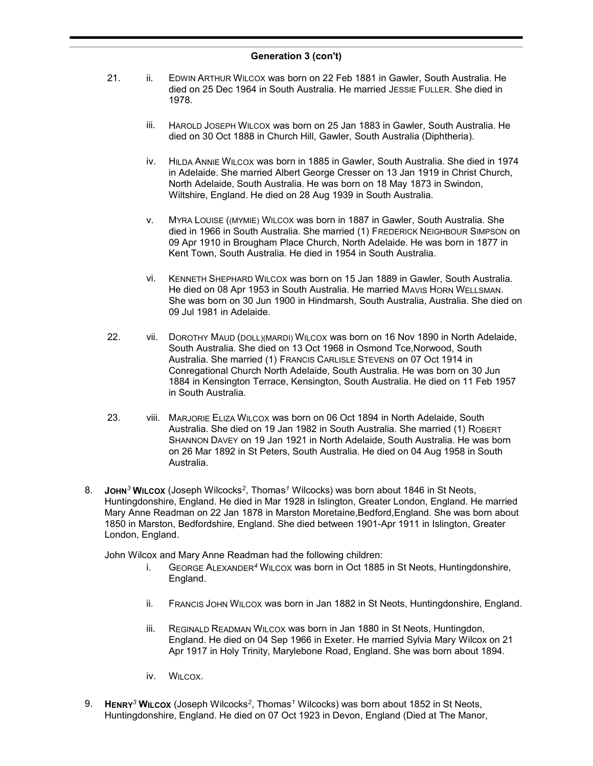## Generation 3 (con't)

21. ii. EDWIN ARTHUR WILCOX was born on 22 Feb 1881 in Gawler, South Australia. He died on 25 Dec 1964 in South Australia. He married JESSIE FULLER. She died in 1978.

iii. HAROLD JOSEPH WILCOX was born on 25 Jan 1883 in Gawler, South Australia. He died on 30 Oct 1888 in Church Hill, Gawler, South Australia (Diphtheria).

iv. HILDA ANNIE WILCOX was born in 1885 in Gawler, South Australia. She died in 1974 in Adelaide. She married Albert George Cresser on 13 Jan 1919 in Christ Church, North Adelaide, South Australia. He was born on 18 May 1873 in Swindon, Wiltshire, England. He died on 28 Aug 1939 in South Australia.

v. MYRA LOUISE ((MYMIE) WILCOX was born in 1887 in Gawler, South Australia. She died in 1966 in South Australia. She married (1) FREDERICK NEIGHBOUR SIMPSON on 09 Apr 1910 in Brougham Place Church, North Adelaide. He was born in 1877 in Kent Town, South Australia. He died in 1954 in South Australia.

vi. KENNETH SHEPHARD WILCOX was born on 15 Jan 1889 in Gawler, South Australia. He died on 08 Apr 1953 in South Australia. He married MAVIS HORN WELLSMAN. She was born on 30 Jun 1900 in Hindmarsh, South Australia, Australia. She died on 09 Jul 1981 in Adelaide.

22. vii. DOROTHY MAUD (DOLL)(MARDI) WILCOX was born on 16 Nov 1890 in North Adelaide, South Australia. She died on 13 Oct 1968 in Osmond Tce,Norwood, South Australia. She married (1) FRANCIS CARLISLE STEVENS on 07 Oct 1914 in Conregational Church North Adelaide, South Australia. He was born on 30 Jun 1884 in Kensington Terrace, Kensington, South Australia. He died on 11 Feb 1957 in South Australia.

23. viii. MARJORIE ELIZA WILCOX was born on 06 Oct 1894 in North Adelaide, South Australia. She died on 19 Jan 1982 in South Australia. She married (1) ROBERT SHANNON DAVEY on 19 Jan 1921 in North Adelaide, South Australia. He was born on 26 Mar 1892 in St Peters, South Australia. He died on 04 Aug 1958 in South Australia.

8. **JOHN[3] WILCOX** (Joseph Wilcocks[2], Thomas[1] Wilcocks) was born about 1846 in St Neots, Huntingdonshire, England. He died in Mar 1928 in Islington, Greater London, England. He married Mary Anne Readman on 22 Jan 1878 in Marston Moretaine,Bedford,England. She was born about 1850 in Marston, Bedfordshire, England. She died between 1901-Apr 1911 in Islington, Greater London, England.

John Wilcox and Mary Anne Readman had the following children:

i. GEORGE ALEXANDER[4] WILCOX was born in Oct 1885 in St Neots, Huntingdonshire, England.

ii. FRANCIS JOHN WILCOX was born in Jan 1882 in St Neots, Huntingdonshire, England.

iii. REGINALD READMAN WILCOX was born in Jan 1880 in St Neots, Huntingdon, England. He died on 04 Sep 1966 in Exeter. He married Sylvia Mary Wilcox on 21 Apr 1917 in Holy Trinity, Marylebone Road, England. She was born about 1894.

iv. WILCOX.

9. **HENRY[3] WILCOX** (Joseph Wilcocks[2], Thomas[1] Wilcocks) was born about 1852 in St Neots, Huntingdonshire, England. He died on 07 Oct 1923 in Devon, England (Died at The Manor,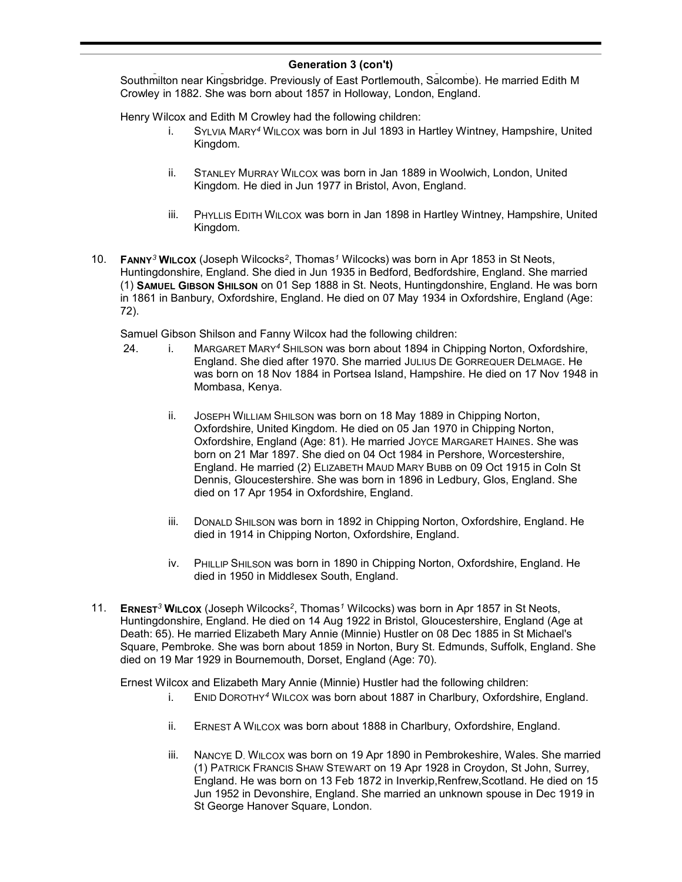## Generation 3 (con't)

Southmilton near Kingsbridge. Previously of East Portlemouth, Salcombe). He married Edith M Crowley in 1882. She was born about 1857 in Holloway, London, England.

Henry Wilcox and Edith M Crowley had the following children:

- i. SYLVIA MARY[4] WILCOX was born in Jul 1893 in Hartley Wintney, Hampshire, United Kingdom.
- ii. STANLEY MURRAY WILCOX was born in Jan 1889 in Woolwich, London, United Kingdom. He died in Jun 1977 in Bristol, Avon, England.
- iii. PHYLLIS EDITH WILCOX was born in Jan 1898 in Hartley Wintney, Hampshire, United Kingdom.

10. **FANNY[3] WILCOX** (Joseph Wilcocks[2], Thomas[1] Wilcocks) was born in Apr 1853 in St Neots, Huntingdonshire, England. She died in Jun 1935 in Bedford, Bedfordshire, England. She married (1) **SAMUEL GIBSON SHILSON** on 01 Sep 1888 in St. Neots, Huntingdonshire, England. He was born in 1861 in Banbury, Oxfordshire, England. He died on 07 May 1934 in Oxfordshire, England (Age: 72).

Samuel Gibson Shilson and Fanny Wilcox had the following children:

- 24. i. MARGARET MARY[4] SHILSON was born about 1894 in Chipping Norton, Oxfordshire, England. She died after 1970. She married JULIUS DE GORREQUER DELMAGE. He was born on 18 Nov 1884 in Portsea Island, Hampshire. He died on 17 Nov 1948 in Mombasa, Kenya.
- ii. JOSEPH WILLIAM SHILSON was born on 18 May 1889 in Chipping Norton, Oxfordshire, United Kingdom. He died on 05 Jan 1970 in Chipping Norton, Oxfordshire, England (Age: 81). He married JOYCE MARGARET HAINES. She was born on 21 Mar 1897. She died on 04 Oct 1984 in Pershore, Worcestershire, England. He married (2) ELIZABETH MAUD MARY BUBB on 09 Oct 1915 in Coln St Dennis, Gloucestershire. She was born in 1896 in Ledbury, Glos, England. She died on 17 Apr 1954 in Oxfordshire, England.
- iii. DONALD SHILSON was born in 1892 in Chipping Norton, Oxfordshire, England. He died in 1914 in Chipping Norton, Oxfordshire, England.
- iv. PHILLIP SHILSON was born in 1890 in Chipping Norton, Oxfordshire, England. He died in 1950 in Middlesex South, England.

11. **ERNEST[3] WILCOX** (Joseph Wilcocks[2], Thomas[1] Wilcocks) was born in Apr 1857 in St Neots, Huntingdonshire, England. He died on 14 Aug 1922 in Bristol, Gloucestershire, England (Age at Death: 65). He married Elizabeth Mary Annie (Minnie) Hustler on 08 Dec 1885 in St Michael's Square, Pembroke. She was born about 1859 in Norton, Bury St. Edmunds, Suffolk, England. She died on 19 Mar 1929 in Bournemouth, Dorset, England (Age: 70).

Ernest Wilcox and Elizabeth Mary Annie (Minnie) Hustler had the following children:

- i. ENID DOROTHY[4] WILCOX was born about 1887 in Charlbury, Oxfordshire, England.
- ii. ERNEST A WILCOX was born about 1888 in Charlbury, Oxfordshire, England.
- iii. NANCYE D. WILCOX was born on 19 Apr 1890 in Pembrokeshire, Wales. She married (1) PATRICK FRANCIS SHAW STEWART on 19 Apr 1928 in Croydon, St John, Surrey, England. He was born on 13 Feb 1872 in Inverkip,Renfrew,Scotland. He died on 15 Jun 1952 in Devonshire, England. She married an unknown spouse in Dec 1919 in St George Hanover Square, London.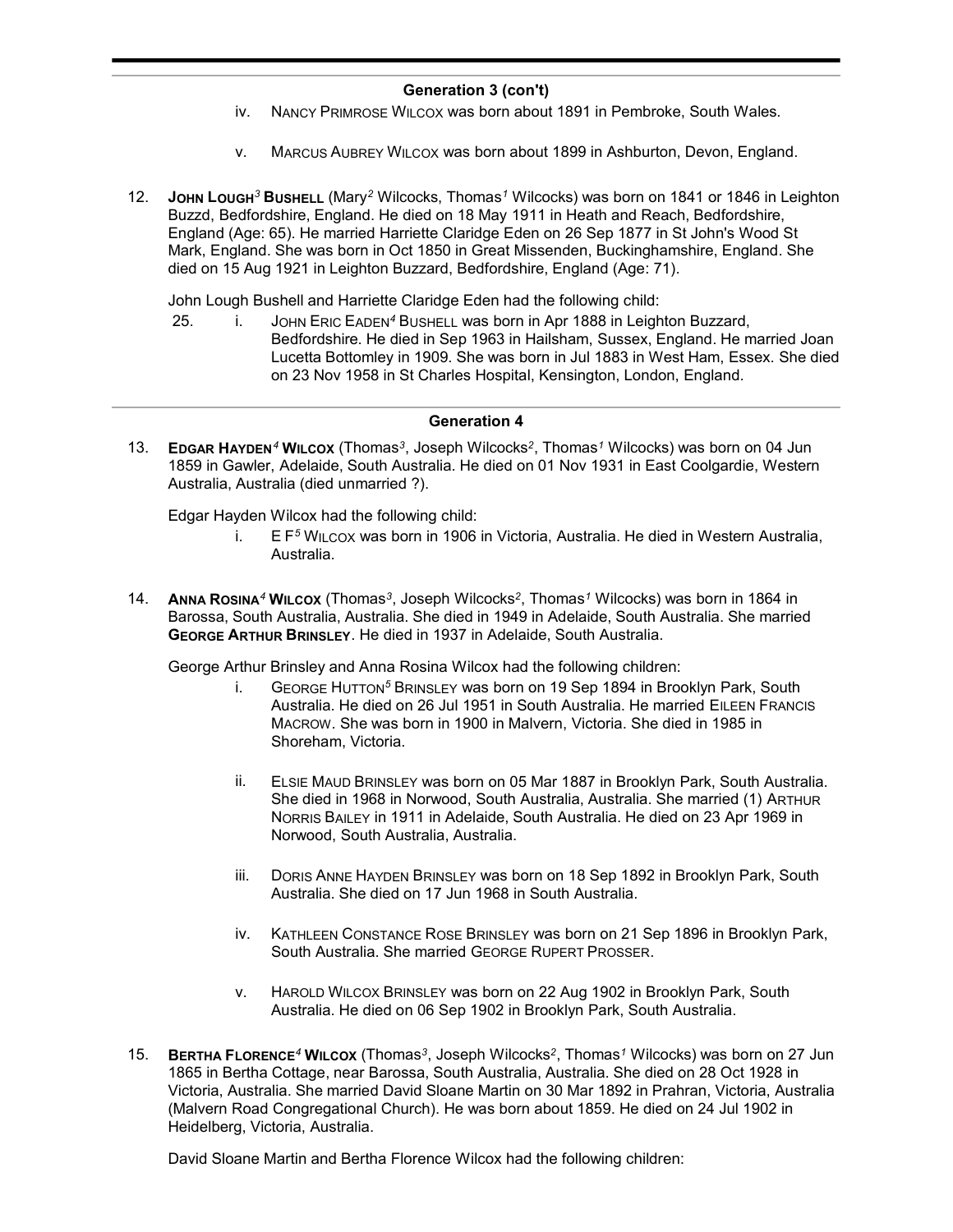## Generation 3 (con't)

- iv. NANCY PRIMROSE WILCOX was born about 1891 in Pembroke, South Wales.

- v. MARCUS AUBREY WILCOX was born about 1899 in Ashburton, Devon, England.

12. **JOHN LOUGH[3] BUSHELL** (Mary[2] Wilcocks, Thomas[1] Wilcocks) was born on 1841 or 1846 in Leighton Buzzd, Bedfordshire, England. He died on 18 May 1911 in Heath and Reach, Bedfordshire, England (Age: 65). He married Harriette Claridge Eden on 26 Sep 1877 in St John's Wood St Mark, England. She was born in Oct 1850 in Great Missenden, Buckinghamshire, England. She died on 15 Aug 1921 in Leighton Buzzard, Bedfordshire, England (Age: 71).

    John Lough Bushell and Harriette Claridge Eden had the following child:

    25. i. JOHN ERIC EADEN[4] BUSHELL was born in Apr 1888 in Leighton Buzzard, Bedfordshire. He died in Sep 1963 in Hailsham, Sussex, England. He married Joan Lucetta Bottomley in 1909. She was born in Jul 1883 in West Ham, Essex. She died on 23 Nov 1958 in St Charles Hospital, Kensington, London, England.

## Generation 4

13. **EDGAR HAYDEN[4] WILCOX** (Thomas[3], Joseph Wilcocks[2], Thomas[1] Wilcocks) was born on 04 Jun 1859 in Gawler, Adelaide, South Australia. He died on 01 Nov 1931 in East Coolgardie, Western Australia, Australia (died unmarried ?).

    Edgar Hayden Wilcox had the following child:

    - i. E F[5] WILCOX was born in 1906 in Victoria, Australia. He died in Western Australia, Australia.

14. **ANNA ROSINA[4] WILCOX** (Thomas[3], Joseph Wilcocks[2], Thomas[1] Wilcocks) was born in 1864 in Barossa, South Australia, Australia. She died in 1949 in Adelaide, South Australia. She married **GEORGE ARTHUR BRINSLEY**. He died in 1937 in Adelaide, South Australia.

    George Arthur Brinsley and Anna Rosina Wilcox had the following children:

    - i. GEORGE HUTTON[5] BRINSLEY was born on 19 Sep 1894 in Brooklyn Park, South Australia. He died on 26 Jul 1951 in South Australia. He married EILEEN FRANCIS MACROW. She was born in 1900 in Malvern, Victoria. She died in 1985 in Shoreham, Victoria.

    - ii. ELSIE MAUD BRINSLEY was born on 05 Mar 1887 in Brooklyn Park, South Australia. She died in 1968 in Norwood, South Australia, Australia. She married (1) ARTHUR NORRIS BAILEY in 1911 in Adelaide, South Australia. He died on 23 Apr 1969 in Norwood, South Australia, Australia.

    - iii. DORIS ANNE HAYDEN BRINSLEY was born on 18 Sep 1892 in Brooklyn Park, South Australia. She died on 17 Jun 1968 in South Australia.

    - iv. KATHLEEN CONSTANCE ROSE BRINSLEY was born on 21 Sep 1896 in Brooklyn Park, South Australia. She married GEORGE RUPERT PROSSER.

    - v. HAROLD WILCOX BRINSLEY was born on 22 Aug 1902 in Brooklyn Park, South Australia. He died on 06 Sep 1902 in Brooklyn Park, South Australia.

15. **BERTHA FLORENCE[4] WILCOX** (Thomas[3], Joseph Wilcocks[2], Thomas[1] Wilcocks) was born on 27 Jun 1865 in Bertha Cottage, near Barossa, South Australia, Australia. She died on 28 Oct 1928 in Victoria, Australia. She married David Sloane Martin on 30 Mar 1892 in Prahran, Victoria, Australia (Malvern Road Congregational Church). He was born about 1859. He died on 24 Jul 1902 in Heidelberg, Victoria, Australia.

    David Sloane Martin and Bertha Florence Wilcox had the following children: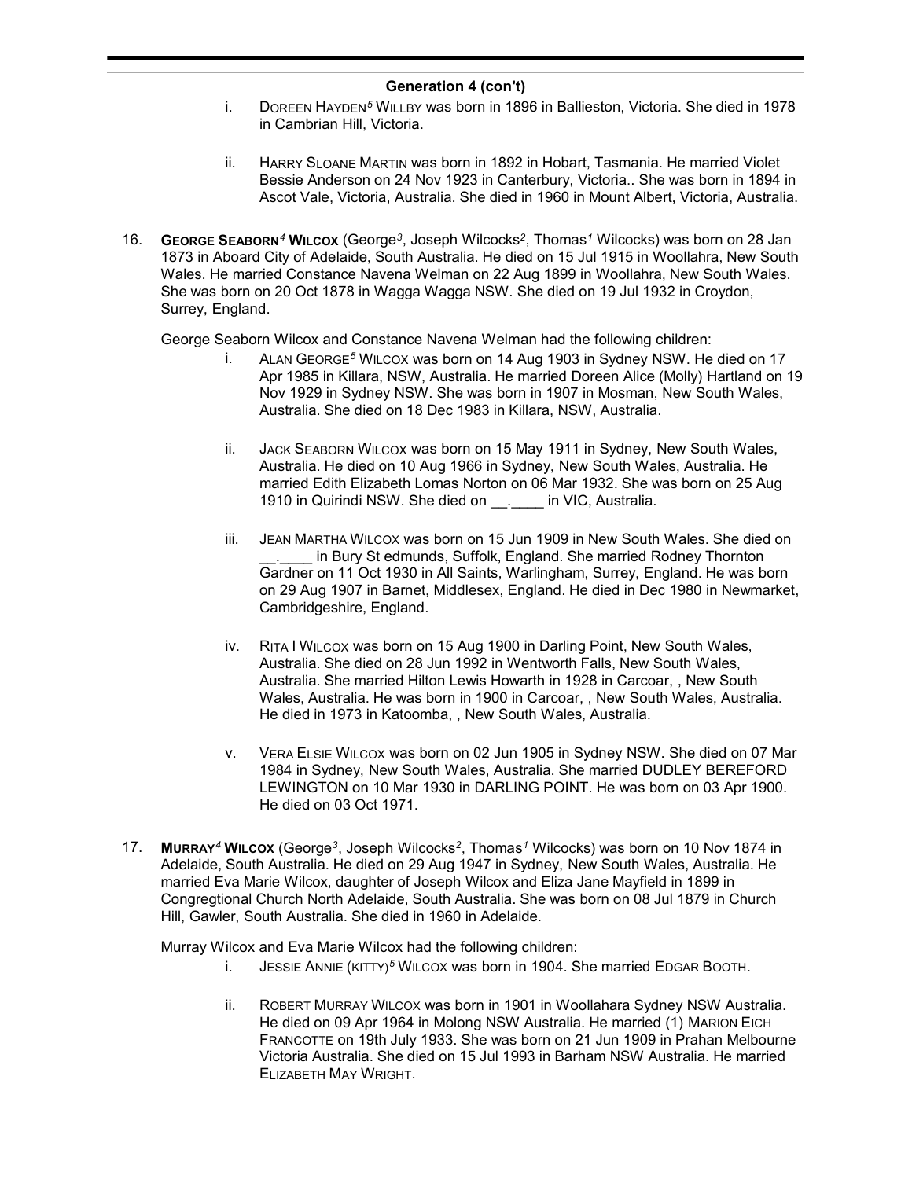## Generation 4 (con't)

i. DOREEN HAYDEN[5] WILLBY was born in 1896 in Ballieston, Victoria. She died in 1978 in Cambrian Hill, Victoria.

ii. HARRY SLOANE MARTIN was born in 1892 in Hobart, Tasmania. He married Violet Bessie Anderson on 24 Nov 1923 in Canterbury, Victoria.. She was born in 1894 in Ascot Vale, Victoria, Australia. She died in 1960 in Mount Albert, Victoria, Australia.

16. **GEORGE SEABORN[4] WILCOX** (George[3], Joseph Wilcocks[2], Thomas[1] Wilcocks) was born on 28 Jan 1873 in Aboard City of Adelaide, South Australia. He died on 15 Jul 1915 in Woollahra, New South Wales. He married Constance Navena Welman on 22 Aug 1899 in Woollahra, New South Wales. She was born on 20 Oct 1878 in Wagga Wagga NSW. She died on 19 Jul 1932 in Croydon, Surrey, England.

George Seaborn Wilcox and Constance Navena Welman had the following children:

i. ALAN GEORGE[5] WILCOX was born on 14 Aug 1903 in Sydney NSW. He died on 17 Apr 1985 in Killara, NSW, Australia. He married Doreen Alice (Molly) Hartland on 19 Nov 1929 in Sydney NSW. She was born in 1907 in Mosman, New South Wales, Australia. She died on 18 Dec 1983 in Killara, NSW, Australia.

ii. JACK SEABORN WILCOX was born on 15 May 1911 in Sydney, New South Wales, Australia. He died on 10 Aug 1966 in Sydney, New South Wales, Australia. He married Edith Elizabeth Lomas Norton on 06 Mar 1932. She was born on 25 Aug 1910 in Quirindi NSW. She died on __.____ in VIC, Australia.

iii. JEAN MARTHA WILCOX was born on 15 Jun 1909 in New South Wales. She died on __.____ in Bury St edmunds, Suffolk, England. She married Rodney Thornton Gardner on 11 Oct 1930 in All Saints, Warlingham, Surrey, England. He was born on 29 Aug 1907 in Barnet, Middlesex, England. He died in Dec 1980 in Newmarket, Cambridgeshire, England.

iv. RITA I WILCOX was born on 15 Aug 1900 in Darling Point, New South Wales, Australia. She died on 28 Jun 1992 in Wentworth Falls, New South Wales, Australia. She married Hilton Lewis Howarth in 1928 in Carcoar, , New South Wales, Australia. He was born in 1900 in Carcoar, , New South Wales, Australia. He died in 1973 in Katoomba, , New South Wales, Australia.

v. VERA ELSIE WILCOX was born on 02 Jun 1905 in Sydney NSW. She died on 07 Mar 1984 in Sydney, New South Wales, Australia. She married DUDLEY BEREFORD LEWINGTON on 10 Mar 1930 in DARLING POINT. He was born on 03 Apr 1900. He died on 03 Oct 1971.

17. **MURRAY[4] WILCOX** (George[3], Joseph Wilcocks[2], Thomas[1] Wilcocks) was born on 10 Nov 1874 in Adelaide, South Australia. He died on 29 Aug 1947 in Sydney, New South Wales, Australia. He married Eva Marie Wilcox, daughter of Joseph Wilcox and Eliza Jane Mayfield in 1899 in Congregtional Church North Adelaide, South Australia. She was born on 08 Jul 1879 in Church Hill, Gawler, South Australia. She died in 1960 in Adelaide.

Murray Wilcox and Eva Marie Wilcox had the following children:

i. JESSIE ANNIE (KITTY)[5] WILCOX was born in 1904. She married EDGAR BOOTH.

ii. ROBERT MURRAY WILCOX was born in 1901 in Woollahara Sydney NSW Australia. He died on 09 Apr 1964 in Molong NSW Australia. He married (1) MARION EICH FRANCOTTE on 19th July 1933. She was born on 21 Jun 1909 in Prahan Melbourne Victoria Australia. She died on 15 Jul 1993 in Barham NSW Australia. He married ELIZABETH MAY WRIGHT.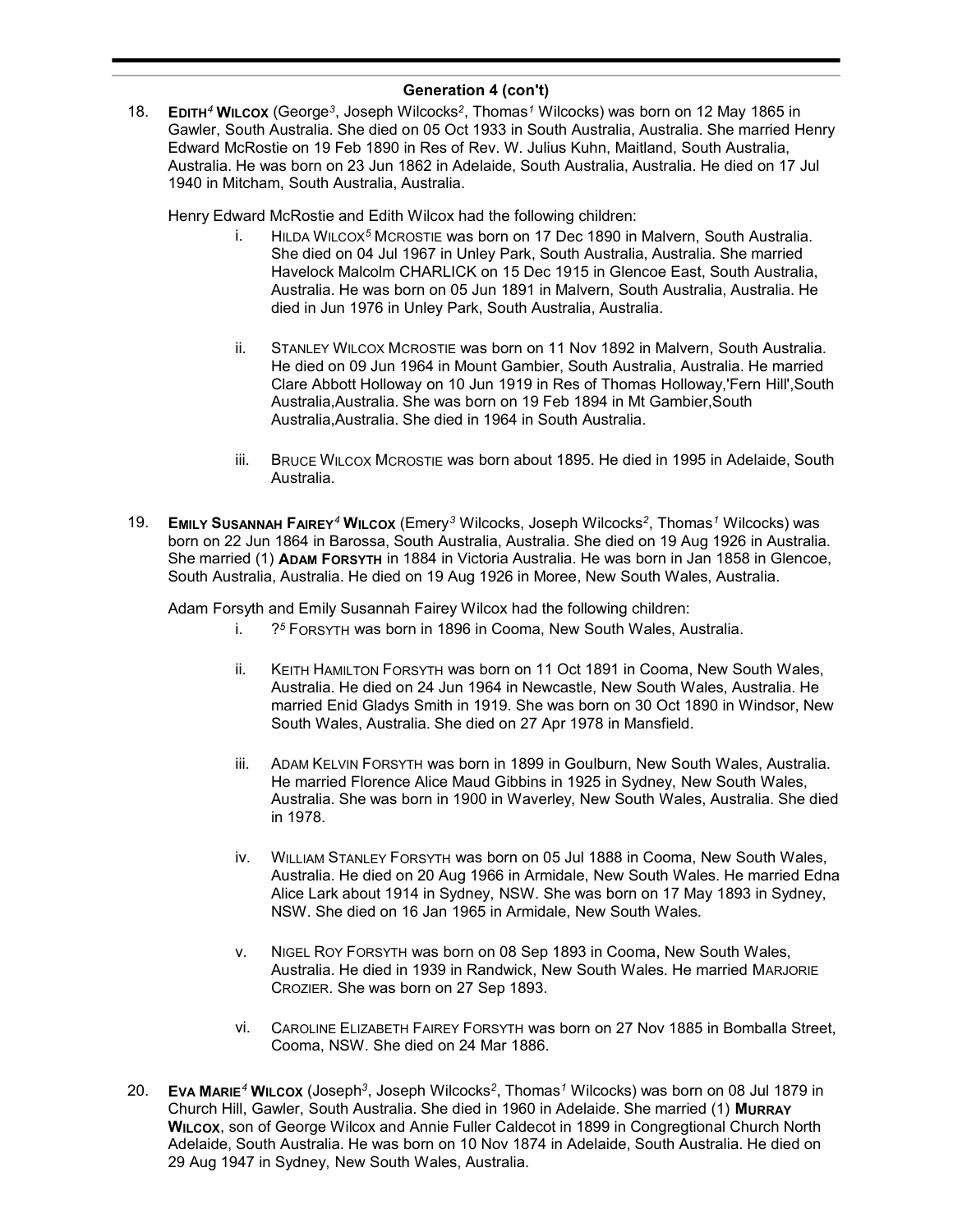## Generation 4 (con't)

18. **EDITH[4] WILCOX** (George[3], Joseph Wilcocks[2], Thomas[1] Wilcocks) was born on 12 May 1865 in Gawler, South Australia. She died on 05 Oct 1933 in South Australia, Australia. She married Henry Edward McRostie on 19 Feb 1890 in Res of Rev. W. Julius Kuhn, Maitland, South Australia, Australia. He was born on 23 Jun 1862 in Adelaide, South Australia, Australia. He died on 17 Jul 1940 in Mitcham, South Australia, Australia.

    Henry Edward McRostie and Edith Wilcox had the following children:

    i. HILDA WILCOX[5] MCROSTIE was born on 17 Dec 1890 in Malvern, South Australia. She died on 04 Jul 1967 in Unley Park, South Australia, Australia. She married Havelock Malcolm CHARLICK on 15 Dec 1915 in Glencoe East, South Australia, Australia. He was born on 05 Jun 1891 in Malvern, South Australia, Australia. He died in Jun 1976 in Unley Park, South Australia, Australia.

    ii. STANLEY WILCOX MCROSTIE was born on 11 Nov 1892 in Malvern, South Australia. He died on 09 Jun 1964 in Mount Gambier, South Australia, Australia. He married Clare Abbott Holloway on 10 Jun 1919 in Res of Thomas Holloway,'Fern Hill',South Australia,Australia. She was born on 19 Feb 1894 in Mt Gambier,South Australia,Australia. She died in 1964 in South Australia.

    iii. BRUCE WILCOX MCROSTIE was born about 1895. He died in 1995 in Adelaide, South Australia.

19. **EMILY SUSANNAH FAIREY[4] WILCOX** (Emery[3] Wilcocks, Joseph Wilcocks[2], Thomas[1] Wilcocks) was born on 22 Jun 1864 in Barossa, South Australia, Australia. She died on 19 Aug 1926 in Australia. She married (1) **ADAM FORSYTH** in 1884 in Victoria Australia. He was born in Jan 1858 in Glencoe, South Australia, Australia. He died on 19 Aug 1926 in Moree, New South Wales, Australia.

    Adam Forsyth and Emily Susannah Fairey Wilcox had the following children:

    i. ?[5] FORSYTH was born in 1896 in Cooma, New South Wales, Australia.

    ii. KEITH HAMILTON FORSYTH was born on 11 Oct 1891 in Cooma, New South Wales, Australia. He died on 24 Jun 1964 in Newcastle, New South Wales, Australia. He married Enid Gladys Smith in 1919. She was born on 30 Oct 1890 in Windsor, New South Wales, Australia. She died on 27 Apr 1978 in Mansfield.

    iii. ADAM KELVIN FORSYTH was born in 1899 in Goulburn, New South Wales, Australia. He married Florence Alice Maud Gibbins in 1925 in Sydney, New South Wales, Australia. She was born in 1900 in Waverley, New South Wales, Australia. She died in 1978.

    iv. WILLIAM STANLEY FORSYTH was born on 05 Jul 1888 in Cooma, New South Wales, Australia. He died on 20 Aug 1966 in Armidale, New South Wales. He married Edna Alice Lark about 1914 in Sydney, NSW. She was born on 17 May 1893 in Sydney, NSW. She died on 16 Jan 1965 in Armidale, New South Wales.

    v. NIGEL ROY FORSYTH was born on 08 Sep 1893 in Cooma, New South Wales, Australia. He died in 1939 in Randwick, New South Wales. He married MARJORIE CROZIER. She was born on 27 Sep 1893.

    vi. CAROLINE ELIZABETH FAIREY FORSYTH was born on 27 Nov 1885 in Bomballa Street, Cooma, NSW. She died on 24 Mar 1886.

20. **EVA MARIE[4] WILCOX** (Joseph[3], Joseph Wilcocks[2], Thomas[1] Wilcocks) was born on 08 Jul 1879 in Church Hill, Gawler, South Australia. She died in 1960 in Adelaide. She married (1) **MURRAY WILCOX**, son of George Wilcox and Annie Fuller Caldecot in 1899 in Congregtional Church North Adelaide, South Australia. He was born on 10 Nov 1874 in Adelaide, South Australia. He died on 29 Aug 1947 in Sydney, New South Wales, Australia.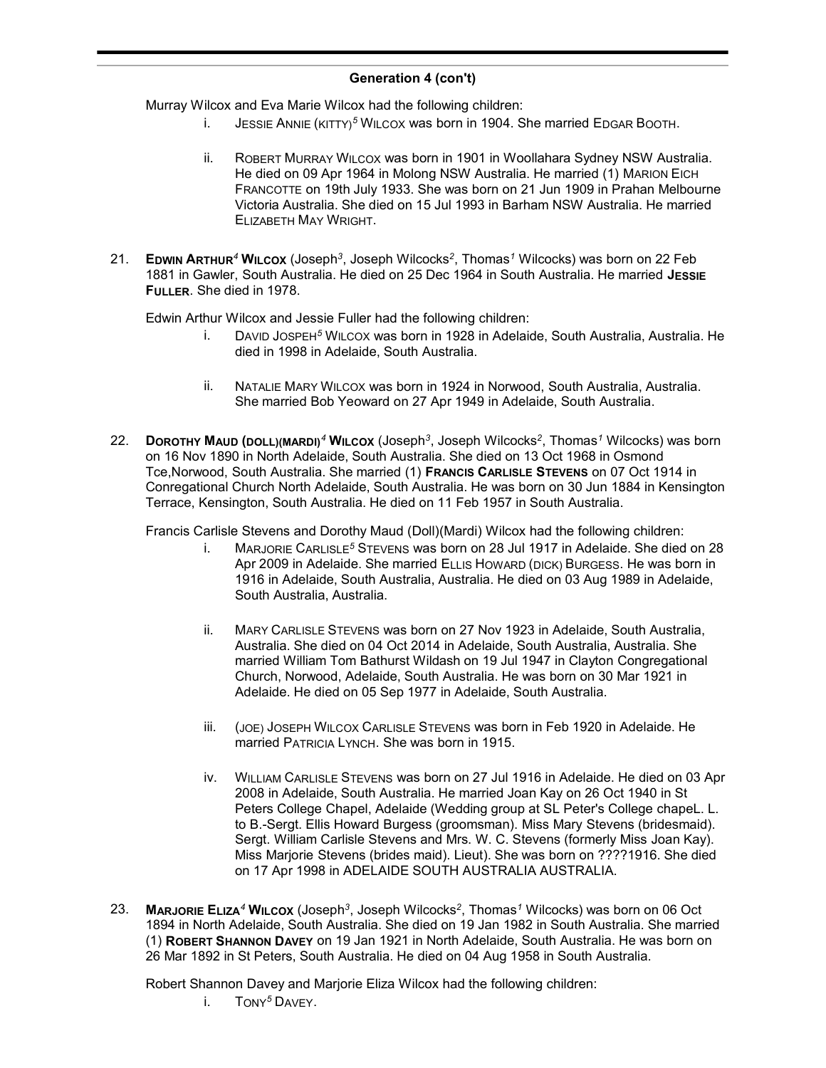## Generation 4 (con't)

Murray Wilcox and Eva Marie Wilcox had the following children:

i. JESSIE ANNIE (KITTY)[5] WILCOX was born in 1904. She married EDGAR BOOTH.

ii. ROBERT MURRAY WILCOX was born in 1901 in Woollahara Sydney NSW Australia. He died on 09 Apr 1964 in Molong NSW Australia. He married (1) MARION EICH FRANCOTTE on 19th July 1933. She was born on 21 Jun 1909 in Prahan Melbourne Victoria Australia. She died on 15 Jul 1993 in Barham NSW Australia. He married ELIZABETH MAY WRIGHT.

21. **EDWIN ARTHUR[4] WILCOX** (Joseph[3], Joseph Wilcocks[2], Thomas[1] Wilcocks) was born on 22 Feb 1881 in Gawler, South Australia. He died on 25 Dec 1964 in South Australia. He married **JESSIE FULLER**. She died in 1978.

Edwin Arthur Wilcox and Jessie Fuller had the following children:

i. DAVID JOSPEH[5] WILCOX was born in 1928 in Adelaide, South Australia, Australia. He died in 1998 in Adelaide, South Australia.

ii. NATALIE MARY WILCOX was born in 1924 in Norwood, South Australia, Australia. She married Bob Yeoward on 27 Apr 1949 in Adelaide, South Australia.

22. **DOROTHY MAUD (DOLL)(MARDI)[4] WILCOX** (Joseph[3], Joseph Wilcocks[2], Thomas[1] Wilcocks) was born on 16 Nov 1890 in North Adelaide, South Australia. She died on 13 Oct 1968 in Osmond Tce,Norwood, South Australia. She married (1) **FRANCIS CARLISLE STEVENS** on 07 Oct 1914 in Conregational Church North Adelaide, South Australia. He was born on 30 Jun 1884 in Kensington Terrace, Kensington, South Australia. He died on 11 Feb 1957 in South Australia.

Francis Carlisle Stevens and Dorothy Maud (Doll)(Mardi) Wilcox had the following children:

i. MARJORIE CARLISLE[5] STEVENS was born on 28 Jul 1917 in Adelaide. She died on 28 Apr 2009 in Adelaide. She married ELLIS HOWARD (DICK) BURGESS. He was born in 1916 in Adelaide, South Australia, Australia. He died on 03 Aug 1989 in Adelaide, South Australia, Australia.

ii. MARY CARLISLE STEVENS was born on 27 Nov 1923 in Adelaide, South Australia, Australia. She died on 04 Oct 2014 in Adelaide, South Australia, Australia. She married William Tom Bathurst Wildash on 19 Jul 1947 in Clayton Congregational Church, Norwood, Adelaide, South Australia. He was born on 30 Mar 1921 in Adelaide. He died on 05 Sep 1977 in Adelaide, South Australia.

iii. (JOE) JOSEPH WILCOX CARLISLE STEVENS was born in Feb 1920 in Adelaide. He married PATRICIA LYNCH. She was born in 1915.

iv. WILLIAM CARLISLE STEVENS was born on 27 Jul 1916 in Adelaide. He died on 03 Apr 2008 in Adelaide, South Australia. He married Joan Kay on 26 Oct 1940 in St Peters College Chapel, Adelaide (Wedding group at SL Peter's College chapeL. L. to B.-Sergt. Ellis Howard Burgess (groomsman). Miss Mary Stevens (bridesmaid). Sergt. William Carlisle Stevens and Mrs. W. C. Stevens (formerly Miss Joan Kay). Miss Marjorie Stevens (brides maid). Lieut). She was born on ????1916. She died on 17 Apr 1998 in ADELAIDE SOUTH AUSTRALIA AUSTRALIA.

23. **MARJORIE ELIZA[4] WILCOX** (Joseph[3], Joseph Wilcocks[2], Thomas[1] Wilcocks) was born on 06 Oct 1894 in North Adelaide, South Australia. She died on 19 Jan 1982 in South Australia. She married (1) **ROBERT SHANNON DAVEY** on 19 Jan 1921 in North Adelaide, South Australia. He was born on 26 Mar 1892 in St Peters, South Australia. He died on 04 Aug 1958 in South Australia.

Robert Shannon Davey and Marjorie Eliza Wilcox had the following children:

i. TONY[5] DAVEY.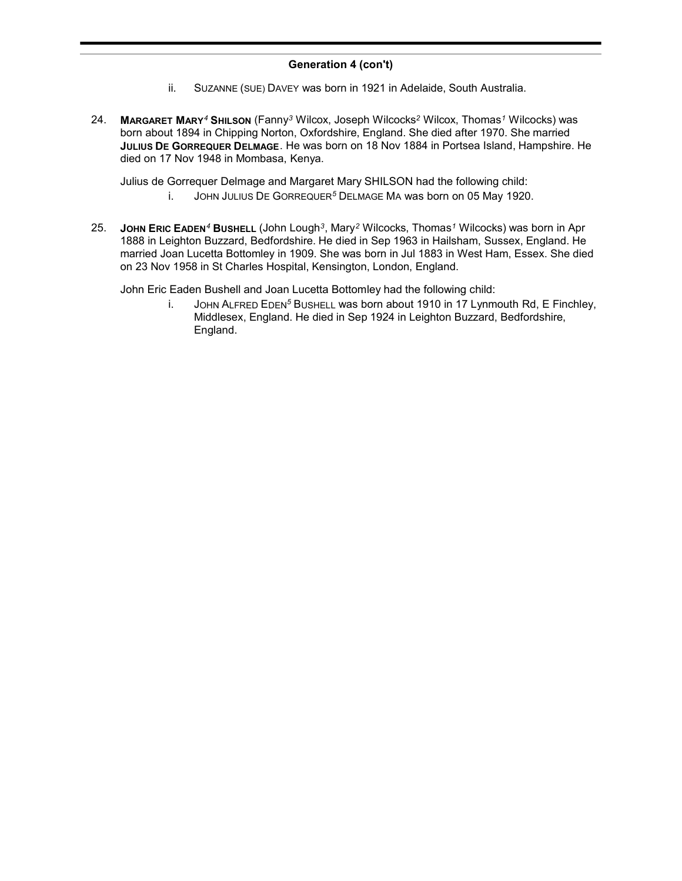## Generation 4 (con't)

ii. Suzanne (Sue) Davey was born in 1921 in Adelaide, South Australia.

24. **Margaret Mary**[4] **Shilson** (Fanny[3] Wilcox, Joseph Wilcocks[2] Wilcox, Thomas[1] Wilcocks) was born about 1894 in Chipping Norton, Oxfordshire, England. She died after 1970. She married **Julius De Gorrequer Delmage**. He was born on 18 Nov 1884 in Portsea Island, Hampshire. He died on 17 Nov 1948 in Mombasa, Kenya.

Julius de Gorrequer Delmage and Margaret Mary SHILSON had the following child:

i. John Julius De Gorrequer[5] Delmage Ma was born on 05 May 1920.

25. **John Eric Eaden**[4] **Bushell** (John Lough[3], Mary[2] Wilcocks, Thomas[1] Wilcocks) was born in Apr 1888 in Leighton Buzzard, Bedfordshire. He died in Sep 1963 in Hailsham, Sussex, England. He married Joan Lucetta Bottomley in 1909. She was born in Jul 1883 in West Ham, Essex. She died on 23 Nov 1958 in St Charles Hospital, Kensington, London, England.

John Eric Eaden Bushell and Joan Lucetta Bottomley had the following child:

i. John Alfred Eden[5] Bushell was born about 1910 in 17 Lynmouth Rd, E Finchley, Middlesex, England. He died in Sep 1924 in Leighton Buzzard, Bedfordshire, England.